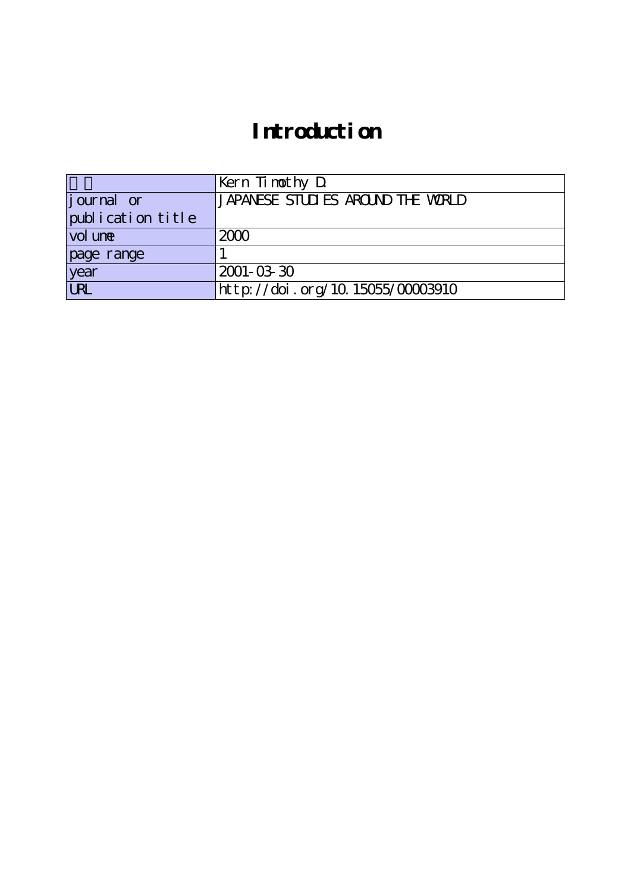# Introduction

| 著者 | Kern Timothy D. |
|---|---|
| journal or publication title | JAPANESE STUDIES AROUND THE WORLD |
| volume | 2000 |
| page range | 1 |
| year | 2001-03-30 |
| URL | http://doi.org/10.15055/00003910 |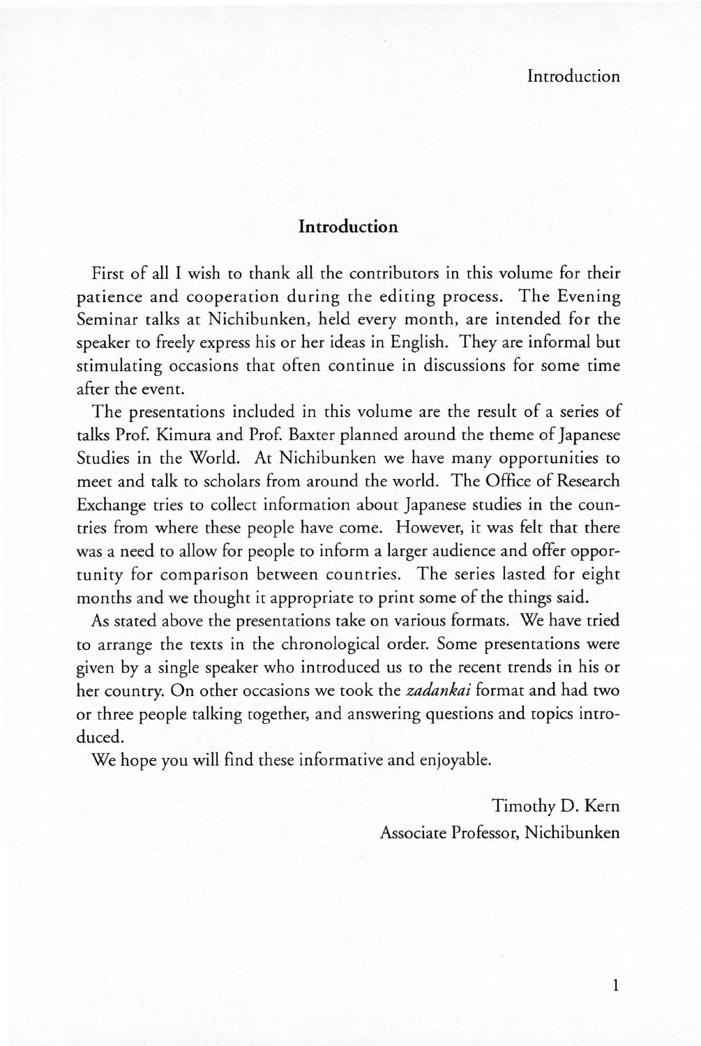## Introduction

First of all I wish to thank all the contributors in this volume for their patience and cooperation during the editing process. The Evening Seminar talks at Nichibunken, held every month, are intended for the speaker to freely express his or her ideas in English. They are informal but stimulating occasions that often continue in discussions for some time after the event.

The presentations included in this volume are the result of a series of talks Prof. Kimura and Prof. Baxter planned around the theme of Japanese Studies in the World. At Nichibunken we have many opportunities to meet and talk to scholars from around the world. The Office of Research Exchange tries to collect information about Japanese studies in the countries from where these people have come. However, it was felt that there was a need to allow for people to inform a larger audience and offer opportunity for comparison between countries. The series lasted for eight months and we thought it appropriate to print some of the things said.

As stated above the presentations take on various formats. We have tried to arrange the texts in the chronological order. Some presentations were given by a single speaker who introduced us to the recent trends in his or her country. On other occasions we took the *zadankai* format and had two or three people talking together, and answering questions and topics introduced.

We hope you will find these informative and enjoyable.

Timothy D. Kern
Associate Professor, Nichibunken